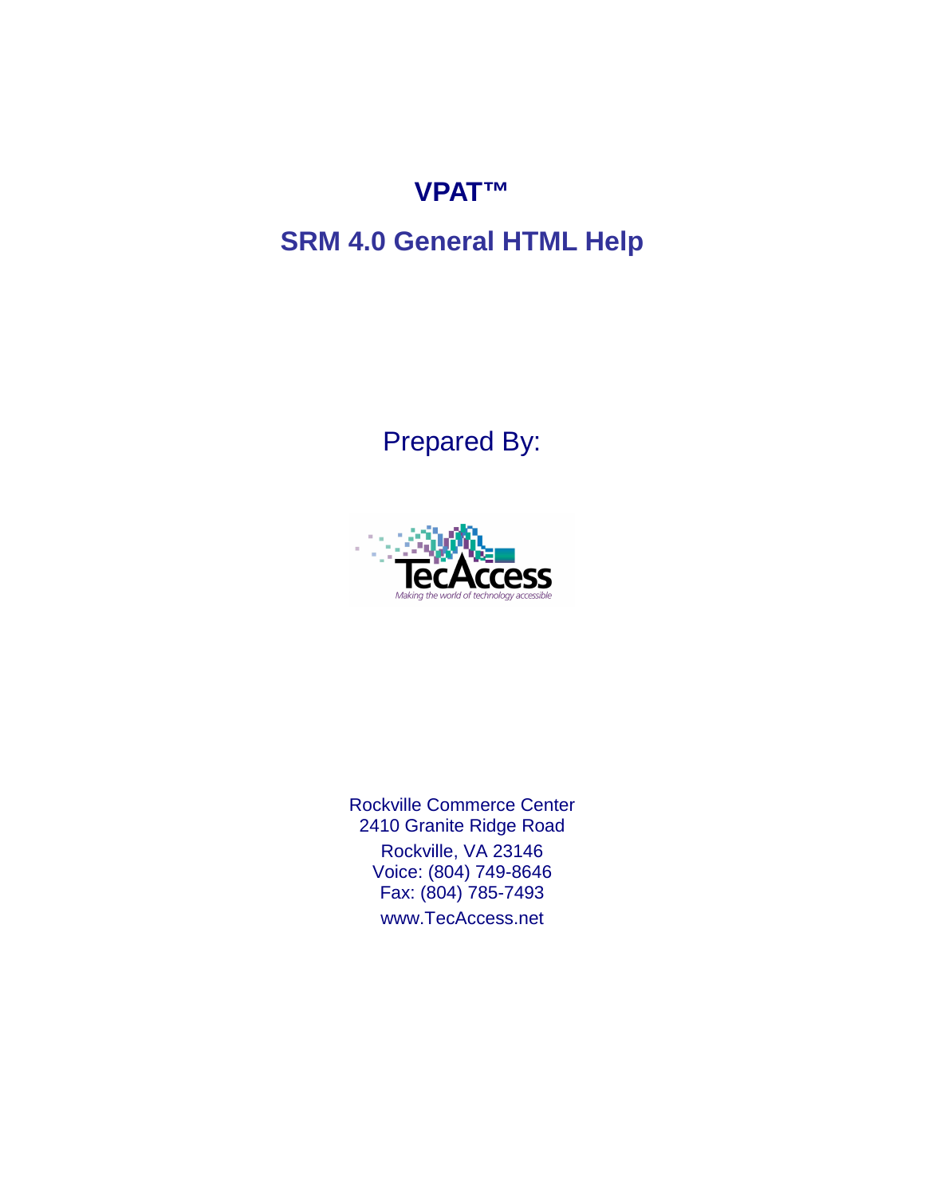# VPAT™

## SRM 4.0 General HTML Help

Prepared By:

TecAccess

*Making the world of technology accessible*

Rockville Commerce Center
2410 Granite Ridge Road
Rockville, VA 23146
Voice: (804) 749-8646
Fax: (804) 785-7493
www.TecAccess.net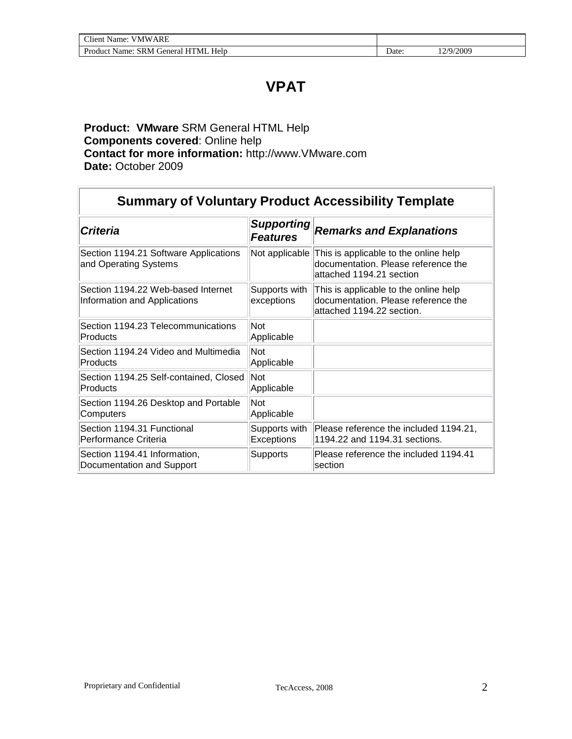# VPAT

**Product: VMware** SRM General HTML Help
**Components covered**: Online help
**Contact for more information:** http://www.VMware.com
**Date:** October 2009

| Summary of Voluntary Product Accessibility Template | | |
|---|---|---|
| ***Criteria*** | ***Supporting Features*** | ***Remarks and Explanations*** |
| Section 1194.21 Software Applications and Operating Systems | Not applicable | This is applicable to the online help documentation. Please reference the attached 1194.21 section |
| Section 1194.22 Web-based Internet Information and Applications | Supports with exceptions | This is applicable to the online help documentation. Please reference the attached 1194.22 section. |
| Section 1194.23 Telecommunications Products | Not Applicable | |
| Section 1194.24 Video and Multimedia Products | Not Applicable | |
| Section 1194.25 Self-contained, Closed Products | Not Applicable | |
| Section 1194.26 Desktop and Portable Computers | Not Applicable | |
| Section 1194.31 Functional Performance Criteria | Supports with Exceptions | Please reference the included 1194.21, 1194.22 and 1194.31 sections. |
| Section 1194.41 Information, Documentation and Support | Supports | Please reference the included 1194.41 section |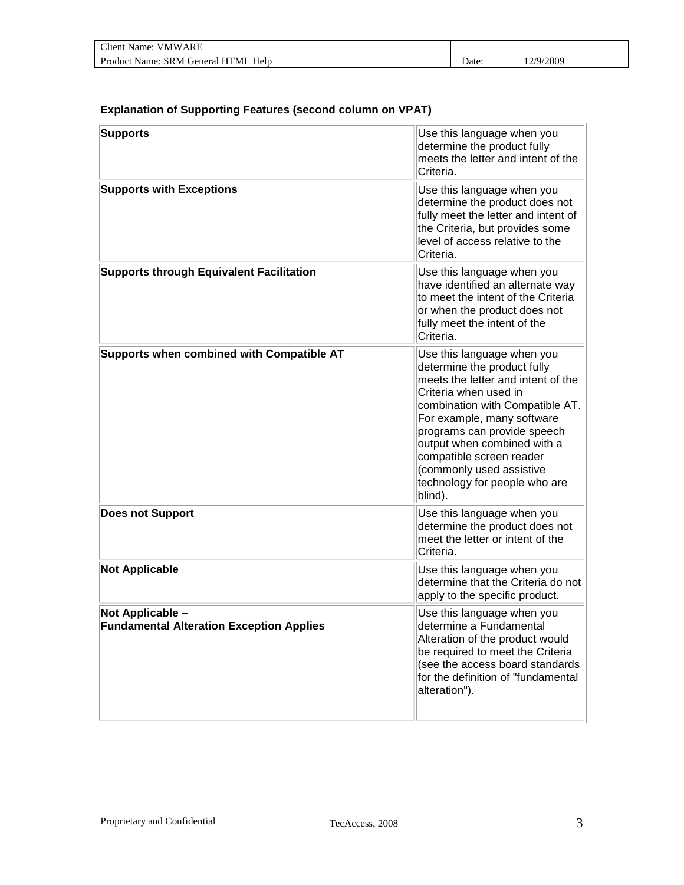**Explanation of Supporting Features (second column on VPAT)**

| | |
|---|---|
| **Supports** | Use this language when you determine the product fully meets the letter and intent of the Criteria. |
| **Supports with Exceptions** | Use this language when you determine the product does not fully meet the letter and intent of the Criteria, but provides some level of access relative to the Criteria. |
| **Supports through Equivalent Facilitation** | Use this language when you have identified an alternate way to meet the intent of the Criteria or when the product does not fully meet the intent of the Criteria. |
| **Supports when combined with Compatible AT** | Use this language when you determine the product fully meets the letter and intent of the Criteria when used in combination with Compatible AT. For example, many software programs can provide speech output when combined with a compatible screen reader (commonly used assistive technology for people who are blind). |
| **Does not Support** | Use this language when you determine the product does not meet the letter or intent of the Criteria. |
| **Not Applicable** | Use this language when you determine that the Criteria do not apply to the specific product. |
| **Not Applicable – Fundamental Alteration Exception Applies** | Use this language when you determine a Fundamental Alteration of the product would be required to meet the Criteria (see the access board standards for the definition of "fundamental alteration"). |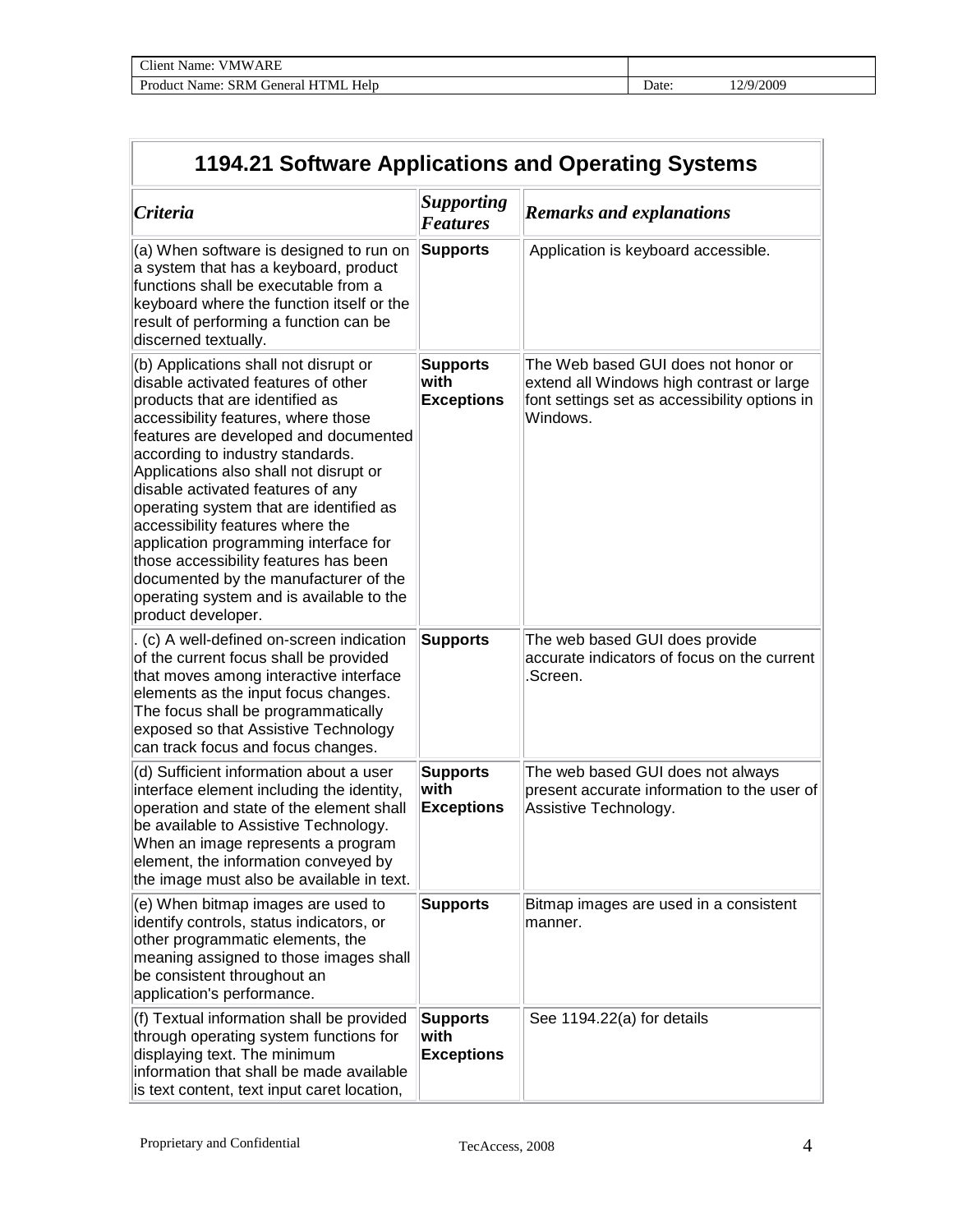| 1194.21 Software Applications and Operating Systems | | |
|---|---|---|
| *Criteria* | *Supporting Features* | *Remarks and explanations* |
| (a) When software is designed to run on a system that has a keyboard, product functions shall be executable from a keyboard where the function itself or the result of performing a function can be discerned textually. | **Supports** | Application is keyboard accessible. |
| (b) Applications shall not disrupt or disable activated features of other products that are identified as accessibility features, where those features are developed and documented according to industry standards. Applications also shall not disrupt or disable activated features of any operating system that are identified as accessibility features where the application programming interface for those accessibility features has been documented by the manufacturer of the operating system and is available to the product developer. | **Supports with Exceptions** | The Web based GUI does not honor or extend all Windows high contrast or large font settings set as accessibility options in Windows. |
| . (c) A well-defined on-screen indication of the current focus shall be provided that moves among interactive interface elements as the input focus changes. The focus shall be programmatically exposed so that Assistive Technology can track focus and focus changes. | **Supports** | The web based GUI does provide accurate indicators of focus on the current .Screen. |
| (d) Sufficient information about a user interface element including the identity, operation and state of the element shall be available to Assistive Technology. When an image represents a program element, the information conveyed by the image must also be available in text. | **Supports with Exceptions** | The web based GUI does not always present accurate information to the user of Assistive Technology. |
| (e) When bitmap images are used to identify controls, status indicators, or other programmatic elements, the meaning assigned to those images shall be consistent throughout an application's performance. | **Supports** | Bitmap images are used in a consistent manner. |
| (f) Textual information shall be provided through operating system functions for displaying text. The minimum information that shall be made available is text content, text input caret location, | **Supports with Exceptions** | See 1194.22(a) for details |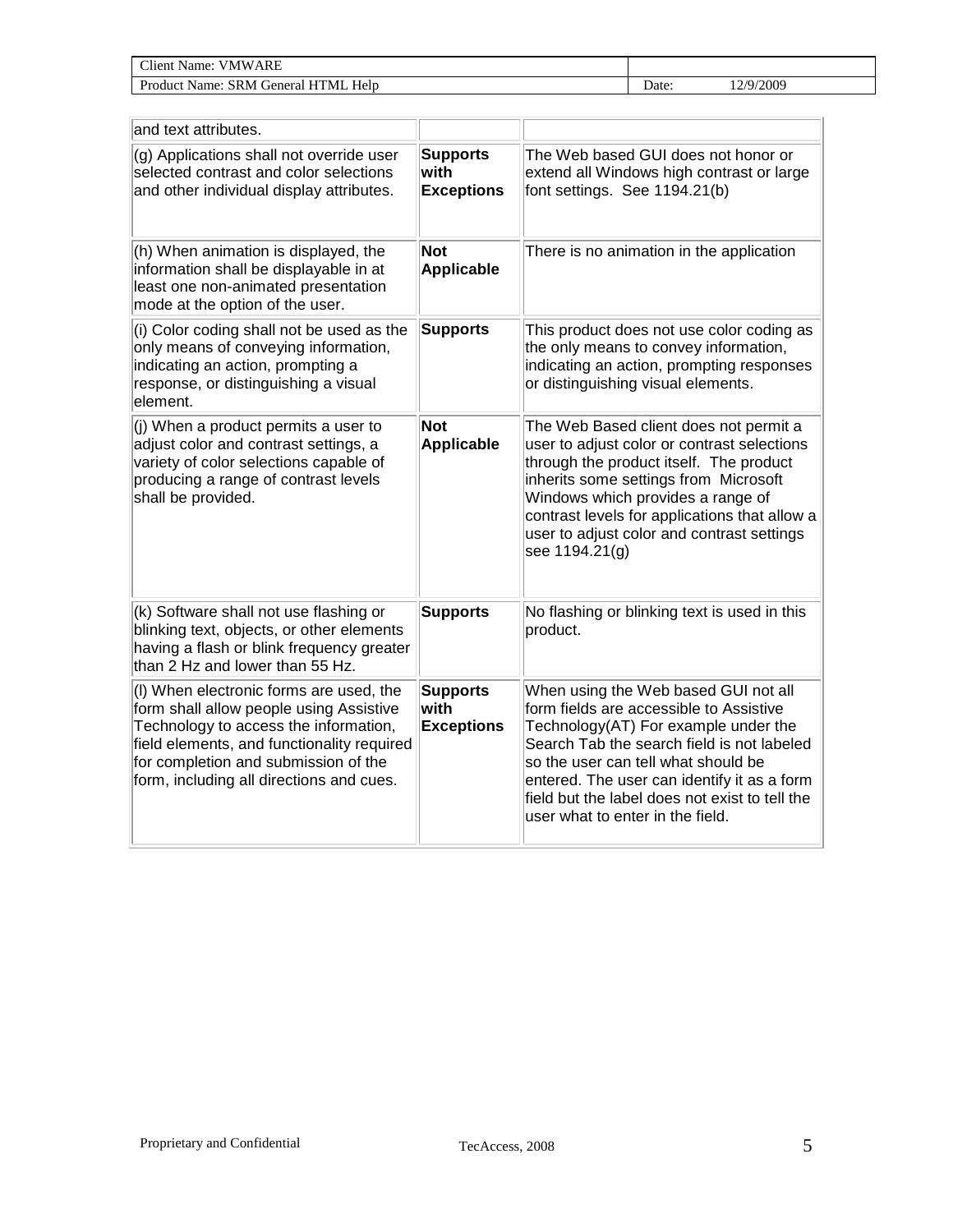| | | |
|---|---|---|
| and text attributes. | | |
| (g) Applications shall not override user selected contrast and color selections and other individual display attributes. | **Supports with Exceptions** | The Web based GUI does not honor or extend all Windows high contrast or large font settings. See 1194.21(b) |
| (h) When animation is displayed, the information shall be displayable in at least one non-animated presentation mode at the option of the user. | **Not Applicable** | There is no animation in the application |
| (i) Color coding shall not be used as the only means of conveying information, indicating an action, prompting a response, or distinguishing a visual element. | **Supports** | This product does not use color coding as the only means to convey information, indicating an action, prompting responses or distinguishing visual elements. |
| (j) When a product permits a user to adjust color and contrast settings, a variety of color selections capable of producing a range of contrast levels shall be provided. | **Not Applicable** | The Web Based client does not permit a user to adjust color or contrast selections through the product itself. The product inherits some settings from Microsoft Windows which provides a range of contrast levels for applications that allow a user to adjust color and contrast settings see 1194.21(g) |
| (k) Software shall not use flashing or blinking text, objects, or other elements having a flash or blink frequency greater than 2 Hz and lower than 55 Hz. | **Supports** | No flashing or blinking text is used in this product. |
| (l) When electronic forms are used, the form shall allow people using Assistive Technology to access the information, field elements, and functionality required for completion and submission of the form, including all directions and cues. | **Supports with Exceptions** | When using the Web based GUI not all form fields are accessible to Assistive Technology(AT) For example under the Search Tab the search field is not labeled so the user can tell what should be entered. The user can identify it as a form field but the label does not exist to tell the user what to enter in the field. |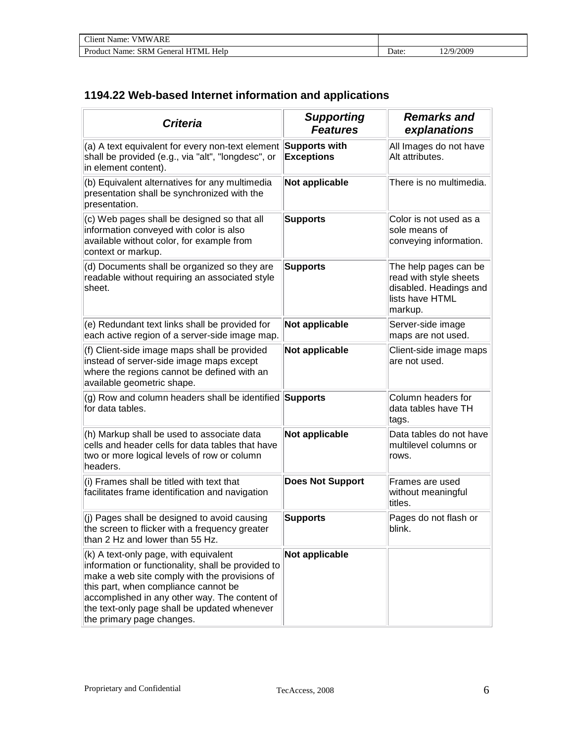## 1194.22 Web-based Internet information and applications

| ***Criteria*** | ***Supporting Features*** | ***Remarks and explanations*** |
|---|---|---|
| (a) A text equivalent for every non-text element shall be provided (e.g., via "alt", "longdesc", or in element content). | **Supports with Exceptions** | All Images do not have Alt attributes. |
| (b) Equivalent alternatives for any multimedia presentation shall be synchronized with the presentation. | **Not applicable** | There is no multimedia. |
| (c) Web pages shall be designed so that all information conveyed with color is also available without color, for example from context or markup. | **Supports** | Color is not used as a sole means of conveying information. |
| (d) Documents shall be organized so they are readable without requiring an associated style sheet. | **Supports** | The help pages can be read with style sheets disabled. Headings and lists have HTML markup. |
| (e) Redundant text links shall be provided for each active region of a server-side image map. | **Not applicable** | Server-side image maps are not used. |
| (f) Client-side image maps shall be provided instead of server-side image maps except where the regions cannot be defined with an available geometric shape. | **Not applicable** | Client-side image maps are not used. |
| (g) Row and column headers shall be identified for data tables. | **Supports** | Column headers for data tables have TH tags. |
| (h) Markup shall be used to associate data cells and header cells for data tables that have two or more logical levels of row or column headers. | **Not applicable** | Data tables do not have multilevel columns or rows. |
| (i) Frames shall be titled with text that facilitates frame identification and navigation | **Does Not Support** | Frames are used without meaningful titles. |
| (j) Pages shall be designed to avoid causing the screen to flicker with a frequency greater than 2 Hz and lower than 55 Hz. | **Supports** | Pages do not flash or blink. |
| (k) A text-only page, with equivalent information or functionality, shall be provided to make a web site comply with the provisions of this part, when compliance cannot be accomplished in any other way. The content of the text-only page shall be updated whenever the primary page changes. | **Not applicable** | |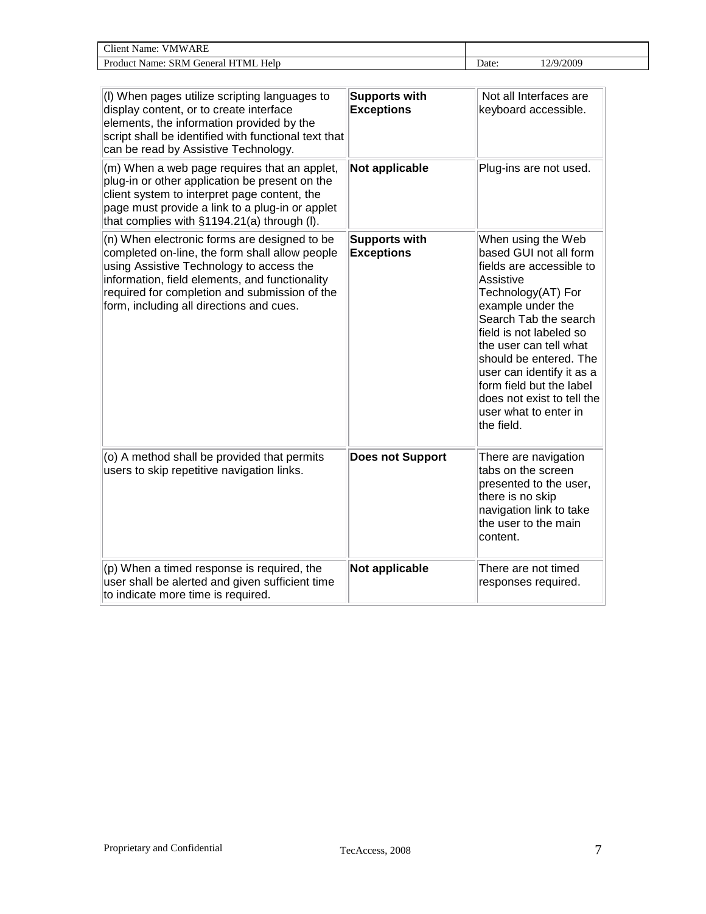| (l) When pages utilize scripting languages to display content, or to create interface elements, the information provided by the script shall be identified with functional text that can be read by Assistive Technology. | **Supports with Exceptions** | Not all Interfaces are keyboard accessible. |
|---|---|---|
| (m) When a web page requires that an applet, plug-in or other application be present on the client system to interpret page content, the page must provide a link to a plug-in or applet that complies with §1194.21(a) through (l). | **Not applicable** | Plug-ins are not used. |
| (n) When electronic forms are designed to be completed on-line, the form shall allow people using Assistive Technology to access the information, field elements, and functionality required for completion and submission of the form, including all directions and cues. | **Supports with Exceptions** | When using the Web based GUI not all form fields are accessible to Assistive Technology(AT) For example under the Search Tab the search field is not labeled so the user can tell what should be entered. The user can identify it as a form field but the label does not exist to tell the user what to enter in the field. |
| (o) A method shall be provided that permits users to skip repetitive navigation links. | **Does not Support** | There are navigation tabs on the screen presented to the user, there is no skip navigation link to take the user to the main content. |
| (p) When a timed response is required, the user shall be alerted and given sufficient time to indicate more time is required. | **Not applicable** | There are not timed responses required. |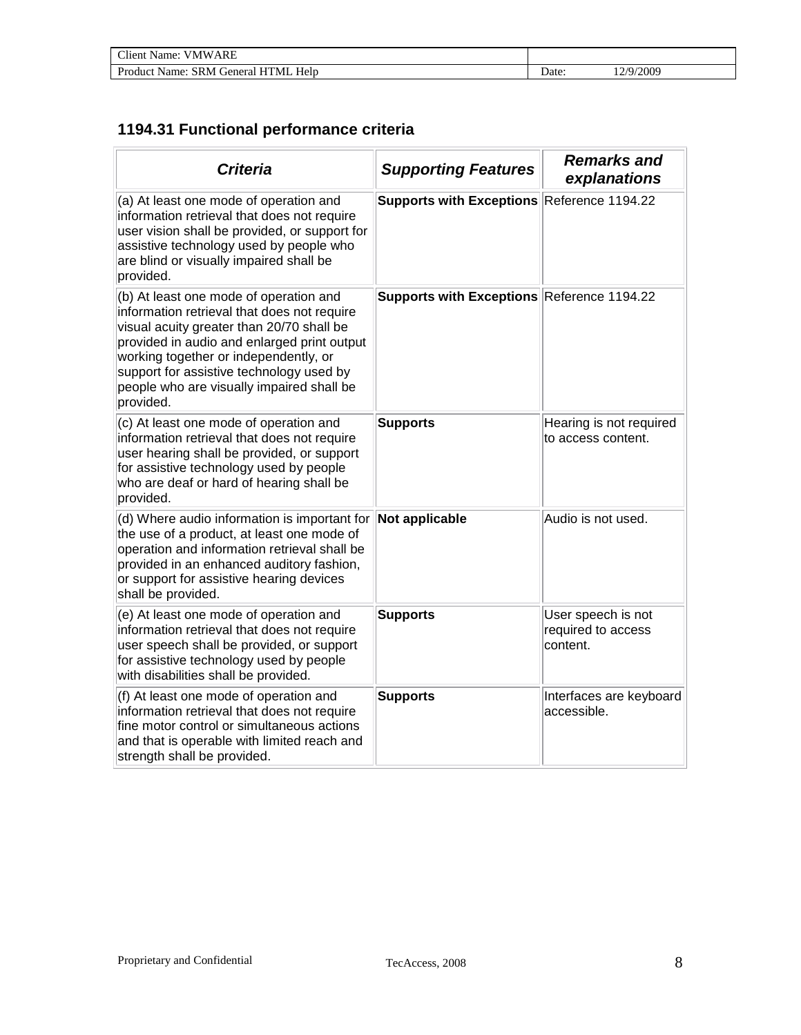## 1194.31 Functional performance criteria

| *Criteria* | *Supporting Features* | *Remarks and explanations* |
|---|---|---|
| (a) At least one mode of operation and information retrieval that does not require user vision shall be provided, or support for assistive technology used by people who are blind or visually impaired shall be provided. | **Supports with Exceptions** | Reference 1194.22 |
| (b) At least one mode of operation and information retrieval that does not require visual acuity greater than 20/70 shall be provided in audio and enlarged print output working together or independently, or support for assistive technology used by people who are visually impaired shall be provided. | **Supports with Exceptions** | Reference 1194.22 |
| (c) At least one mode of operation and information retrieval that does not require user hearing shall be provided, or support for assistive technology used by people who are deaf or hard of hearing shall be provided. | **Supports** | Hearing is not required to access content. |
| (d) Where audio information is important for the use of a product, at least one mode of operation and information retrieval shall be provided in an enhanced auditory fashion, or support for assistive hearing devices shall be provided. | **Not applicable** | Audio is not used. |
| (e) At least one mode of operation and information retrieval that does not require user speech shall be provided, or support for assistive technology used by people with disabilities shall be provided. | **Supports** | User speech is not required to access content. |
| (f) At least one mode of operation and information retrieval that does not require fine motor control or simultaneous actions and that is operable with limited reach and strength shall be provided. | **Supports** | Interfaces are keyboard accessible. |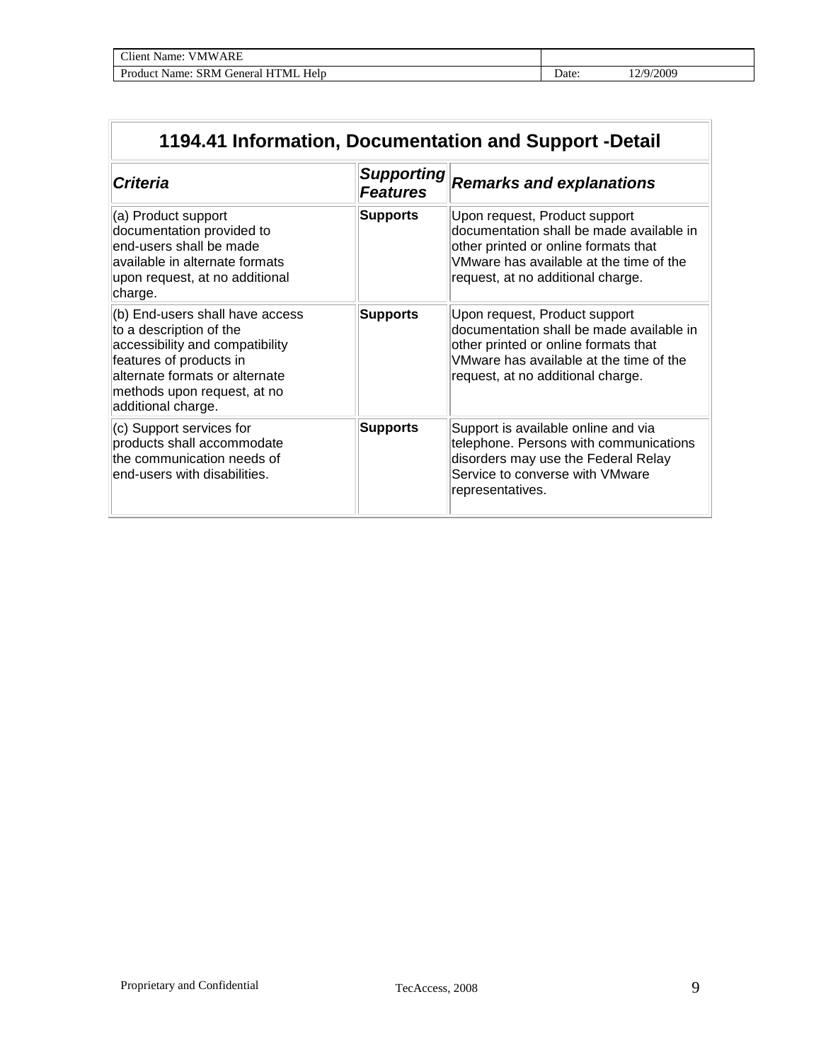| | |
|---|---|
| Client Name: VMWARE | |
| Product Name: SRM General HTML Help | Date: 12/9/2009 |

## 1194.41 Information, Documentation and Support -Detail

| *Criteria* | *Supporting Features* | *Remarks and explanations* |
|---|---|---|
| (a) Product support documentation provided to end-users shall be made available in alternate formats upon request, at no additional charge. | **Supports** | Upon request, Product support documentation shall be made available in other printed or online formats that VMware has available at the time of the request, at no additional charge. |
| (b) End-users shall have access to a description of the accessibility and compatibility features of products in alternate formats or alternate methods upon request, at no additional charge. | **Supports** | Upon request, Product support documentation shall be made available in other printed or online formats that VMware has available at the time of the request, at no additional charge. |
| (c) Support services for products shall accommodate the communication needs of end-users with disabilities. | **Supports** | Support is available online and via telephone. Persons with communications disorders may use the Federal Relay Service to converse with VMware representatives. |